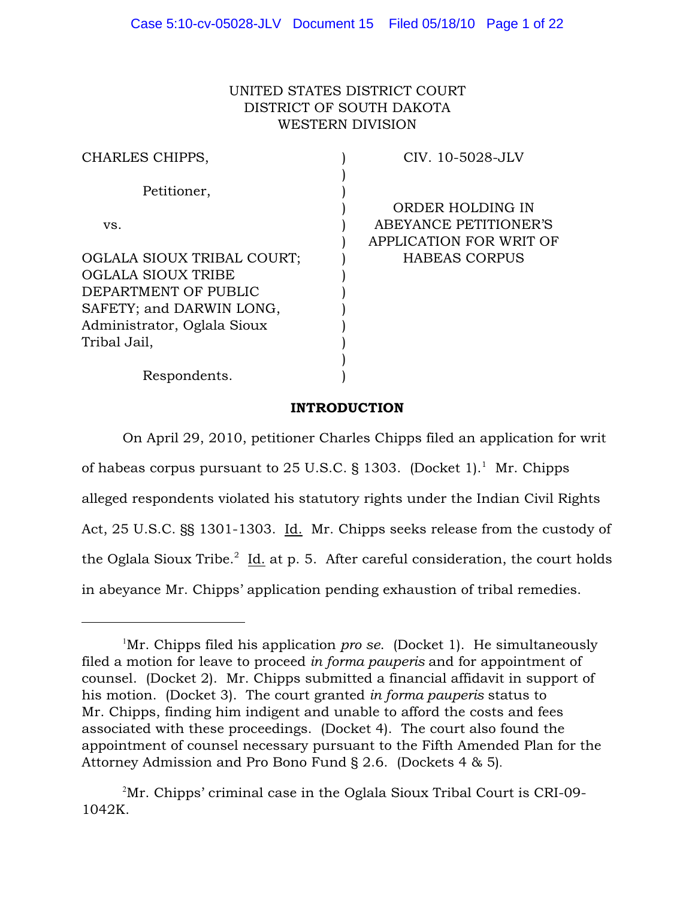UNITED STATES DISTRICT COURT
DISTRICT OF SOUTH DAKOTA
WESTERN DIVISION

| | | |
|---|---|---|
| CHARLES CHIPPS,<br><br>Petitioner,<br><br>vs.<br><br>OGLALA SIOUX TRIBAL COURT; OGLALA SIOUX TRIBE DEPARTMENT OF PUBLIC SAFETY; and DARWIN LONG, Administrator, Oglala Sioux Tribal Jail,<br><br>Respondents. | ) | CIV. 10-5028-JLV<br><br>ORDER HOLDING IN ABEYANCE PETITIONER'S APPLICATION FOR WRIT OF HABEAS CORPUS |

**INTRODUCTION**

On April 29, 2010, petitioner Charles Chipps filed an application for writ of habeas corpus pursuant to 25 U.S.C. § 1303. (Docket 1).[1] Mr. Chipps alleged respondents violated his statutory rights under the Indian Civil Rights Act, 25 U.S.C. §§ 1301-1303. Id. Mr. Chipps seeks release from the custody of the Oglala Sioux Tribe.[2] Id. at p. 5. After careful consideration, the court holds in abeyance Mr. Chipps' application pending exhaustion of tribal remedies.

---

[1]Mr. Chipps filed his application *pro se*. (Docket 1). He simultaneously filed a motion for leave to proceed *in forma pauperis* and for appointment of counsel. (Docket 2). Mr. Chipps submitted a financial affidavit in support of his motion. (Docket 3). The court granted *in forma pauperis* status to Mr. Chipps, finding him indigent and unable to afford the costs and fees associated with these proceedings. (Docket 4). The court also found the appointment of counsel necessary pursuant to the Fifth Amended Plan for the Attorney Admission and Pro Bono Fund § 2.6. (Dockets 4 & 5).

[2]Mr. Chipps' criminal case in the Oglala Sioux Tribal Court is CRI-09-1042K.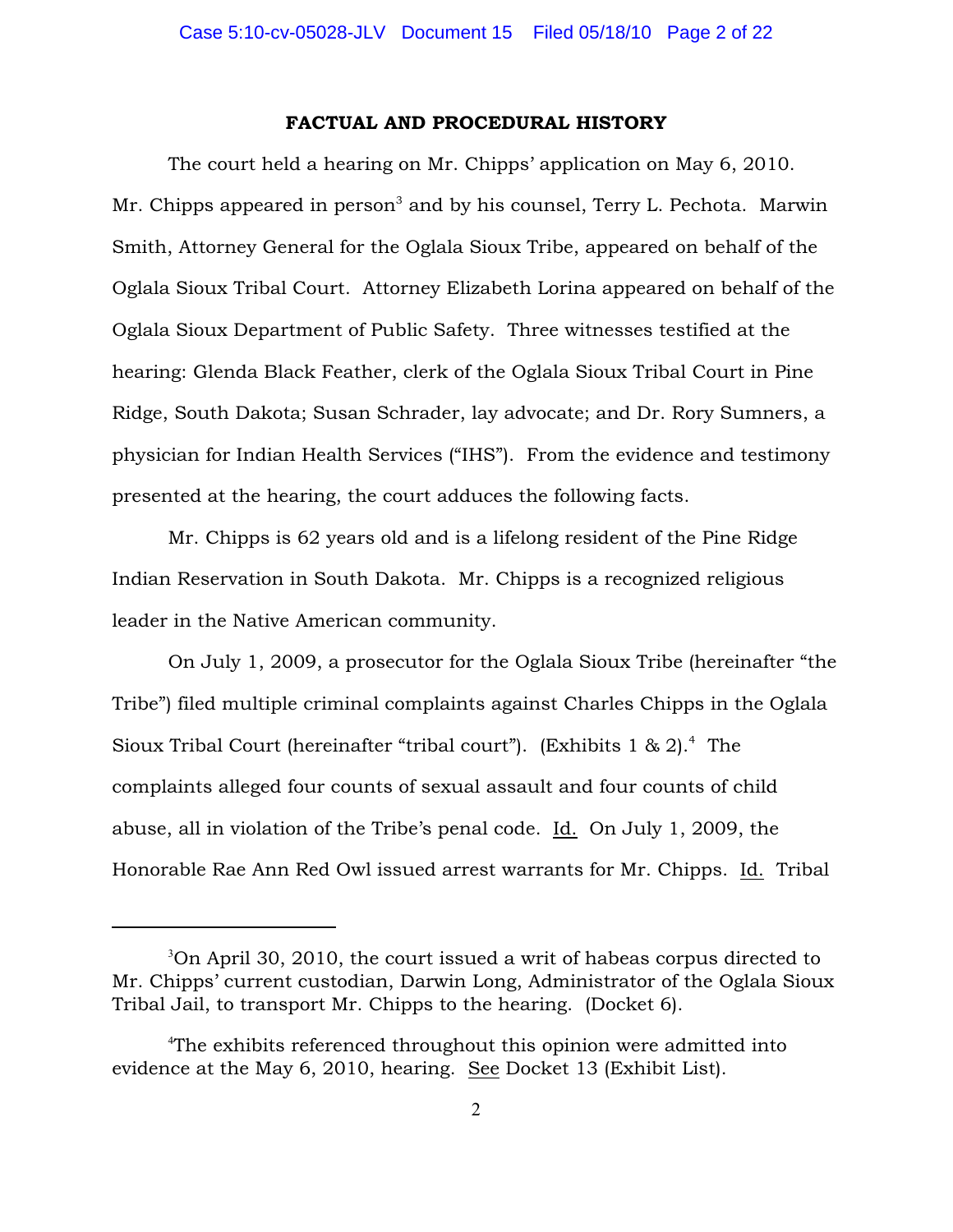## FACTUAL AND PROCEDURAL HISTORY

The court held a hearing on Mr. Chipps' application on May 6, 2010. Mr. Chipps appeared in person[3] and by his counsel, Terry L. Pechota. Marwin Smith, Attorney General for the Oglala Sioux Tribe, appeared on behalf of the Oglala Sioux Tribal Court. Attorney Elizabeth Lorina appeared on behalf of the Oglala Sioux Department of Public Safety. Three witnesses testified at the hearing: Glenda Black Feather, clerk of the Oglala Sioux Tribal Court in Pine Ridge, South Dakota; Susan Schrader, lay advocate; and Dr. Rory Sumners, a physician for Indian Health Services ("IHS"). From the evidence and testimony presented at the hearing, the court adduces the following facts.

Mr. Chipps is 62 years old and is a lifelong resident of the Pine Ridge Indian Reservation in South Dakota. Mr. Chipps is a recognized religious leader in the Native American community.

On July 1, 2009, a prosecutor for the Oglala Sioux Tribe (hereinafter "the Tribe") filed multiple criminal complaints against Charles Chipps in the Oglala Sioux Tribal Court (hereinafter "tribal court"). (Exhibits 1 & 2).[4] The complaints alleged four counts of sexual assault and four counts of child abuse, all in violation of the Tribe's penal code. Id. On July 1, 2009, the Honorable Rae Ann Red Owl issued arrest warrants for Mr. Chipps. Id. Tribal

---

[3]On April 30, 2010, the court issued a writ of habeas corpus directed to Mr. Chipps' current custodian, Darwin Long, Administrator of the Oglala Sioux Tribal Jail, to transport Mr. Chipps to the hearing. (Docket 6).

[4]The exhibits referenced throughout this opinion were admitted into evidence at the May 6, 2010, hearing. See Docket 13 (Exhibit List).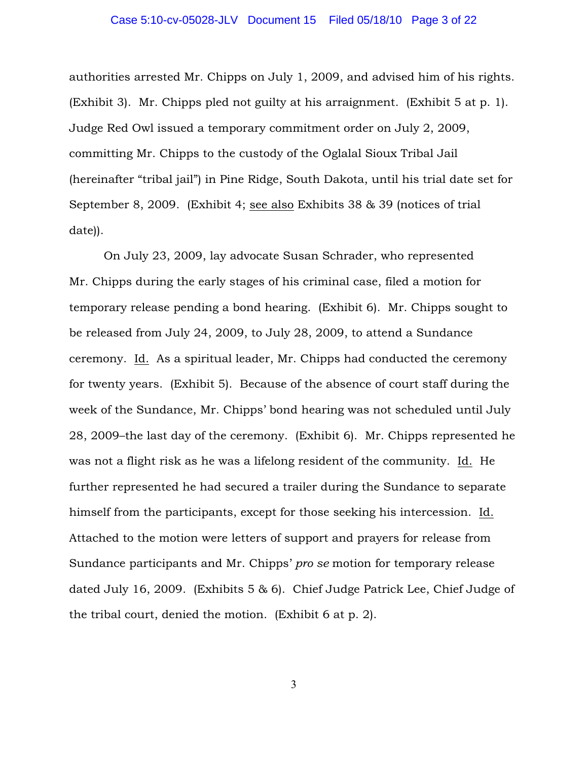authorities arrested Mr. Chipps on July 1, 2009, and advised him of his rights. (Exhibit 3). Mr. Chipps pled not guilty at his arraignment. (Exhibit 5 at p. 1). Judge Red Owl issued a temporary commitment order on July 2, 2009, committing Mr. Chipps to the custody of the Oglalal Sioux Tribal Jail (hereinafter "tribal jail") in Pine Ridge, South Dakota, until his trial date set for September 8, 2009. (Exhibit 4; see also Exhibits 38 & 39 (notices of trial date)).

On July 23, 2009, lay advocate Susan Schrader, who represented Mr. Chipps during the early stages of his criminal case, filed a motion for temporary release pending a bond hearing. (Exhibit 6). Mr. Chipps sought to be released from July 24, 2009, to July 28, 2009, to attend a Sundance ceremony. Id. As a spiritual leader, Mr. Chipps had conducted the ceremony for twenty years. (Exhibit 5). Because of the absence of court staff during the week of the Sundance, Mr. Chipps' bond hearing was not scheduled until July 28, 2009–the last day of the ceremony. (Exhibit 6). Mr. Chipps represented he was not a flight risk as he was a lifelong resident of the community. Id. He further represented he had secured a trailer during the Sundance to separate himself from the participants, except for those seeking his intercession. Id. Attached to the motion were letters of support and prayers for release from Sundance participants and Mr. Chipps' *pro se* motion for temporary release dated July 16, 2009. (Exhibits 5 & 6). Chief Judge Patrick Lee, Chief Judge of the tribal court, denied the motion. (Exhibit 6 at p. 2).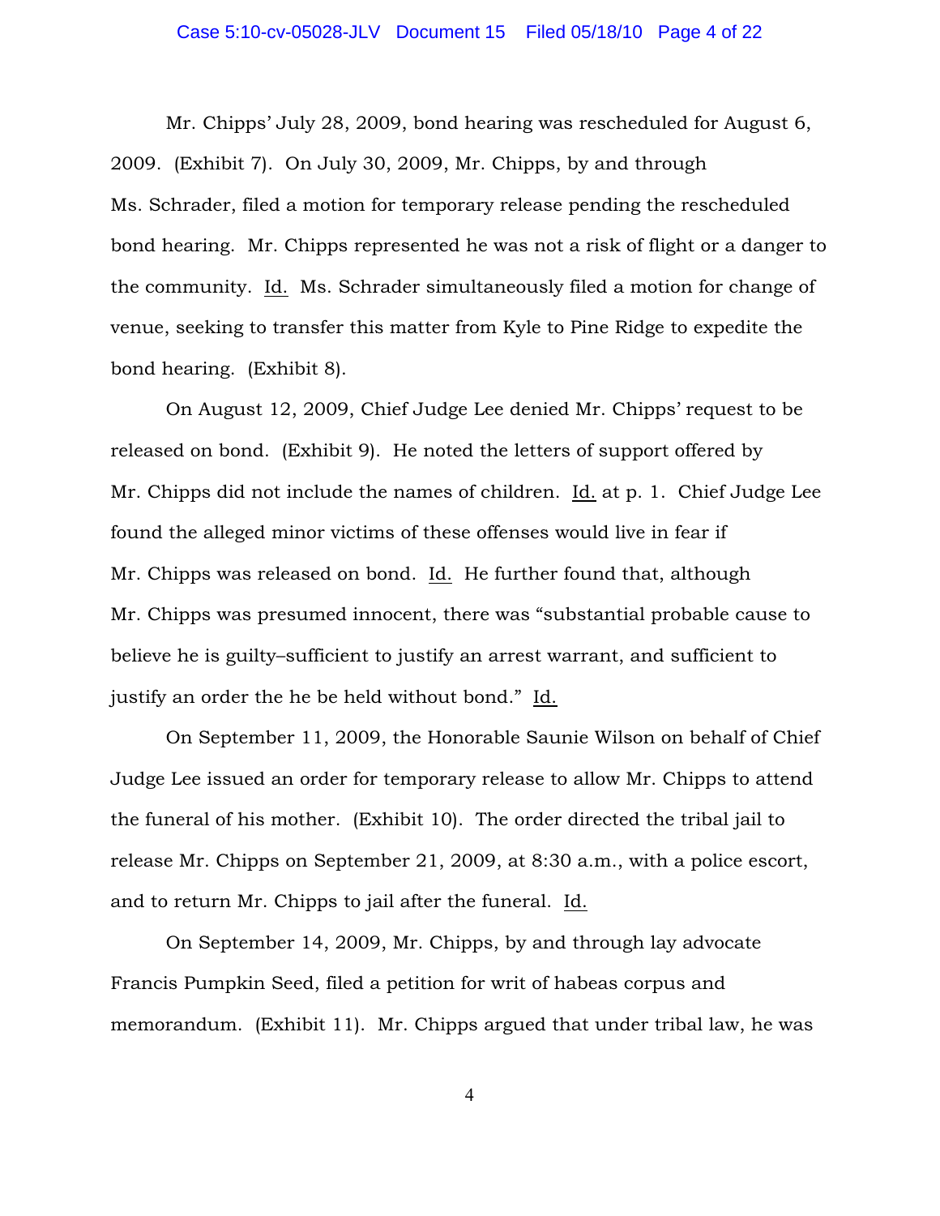Mr. Chipps' July 28, 2009, bond hearing was rescheduled for August 6, 2009. (Exhibit 7). On July 30, 2009, Mr. Chipps, by and through Ms. Schrader, filed a motion for temporary release pending the rescheduled bond hearing. Mr. Chipps represented he was not a risk of flight or a danger to the community. Id. Ms. Schrader simultaneously filed a motion for change of venue, seeking to transfer this matter from Kyle to Pine Ridge to expedite the bond hearing. (Exhibit 8).

On August 12, 2009, Chief Judge Lee denied Mr. Chipps' request to be released on bond. (Exhibit 9). He noted the letters of support offered by Mr. Chipps did not include the names of children. Id. at p. 1. Chief Judge Lee found the alleged minor victims of these offenses would live in fear if Mr. Chipps was released on bond. Id. He further found that, although Mr. Chipps was presumed innocent, there was "substantial probable cause to believe he is guilty–sufficient to justify an arrest warrant, and sufficient to justify an order the he be held without bond." Id.

On September 11, 2009, the Honorable Saunie Wilson on behalf of Chief Judge Lee issued an order for temporary release to allow Mr. Chipps to attend the funeral of his mother. (Exhibit 10). The order directed the tribal jail to release Mr. Chipps on September 21, 2009, at 8:30 a.m., with a police escort, and to return Mr. Chipps to jail after the funeral. Id.

On September 14, 2009, Mr. Chipps, by and through lay advocate Francis Pumpkin Seed, filed a petition for writ of habeas corpus and memorandum. (Exhibit 11). Mr. Chipps argued that under tribal law, he was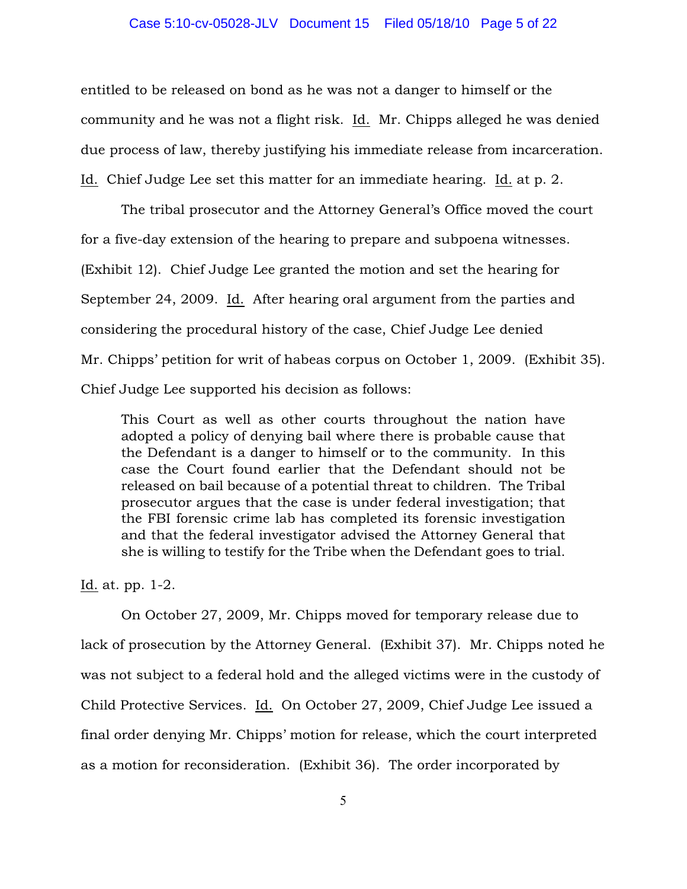entitled to be released on bond as he was not a danger to himself or the community and he was not a flight risk. Id. Mr. Chipps alleged he was denied due process of law, thereby justifying his immediate release from incarceration. Id. Chief Judge Lee set this matter for an immediate hearing. Id. at p. 2.

The tribal prosecutor and the Attorney General's Office moved the court for a five-day extension of the hearing to prepare and subpoena witnesses. (Exhibit 12). Chief Judge Lee granted the motion and set the hearing for September 24, 2009. Id. After hearing oral argument from the parties and considering the procedural history of the case, Chief Judge Lee denied Mr. Chipps' petition for writ of habeas corpus on October 1, 2009. (Exhibit 35). Chief Judge Lee supported his decision as follows:

> This Court as well as other courts throughout the nation have adopted a policy of denying bail where there is probable cause that the Defendant is a danger to himself or to the community. In this case the Court found earlier that the Defendant should not be released on bail because of a potential threat to children. The Tribal prosecutor argues that the case is under federal investigation; that the FBI forensic crime lab has completed its forensic investigation and that the federal investigator advised the Attorney General that she is willing to testify for the Tribe when the Defendant goes to trial.

Id. at pp. 1-2.

On October 27, 2009, Mr. Chipps moved for temporary release due to lack of prosecution by the Attorney General. (Exhibit 37). Mr. Chipps noted he was not subject to a federal hold and the alleged victims were in the custody of Child Protective Services. Id. On October 27, 2009, Chief Judge Lee issued a final order denying Mr. Chipps' motion for release, which the court interpreted as a motion for reconsideration. (Exhibit 36). The order incorporated by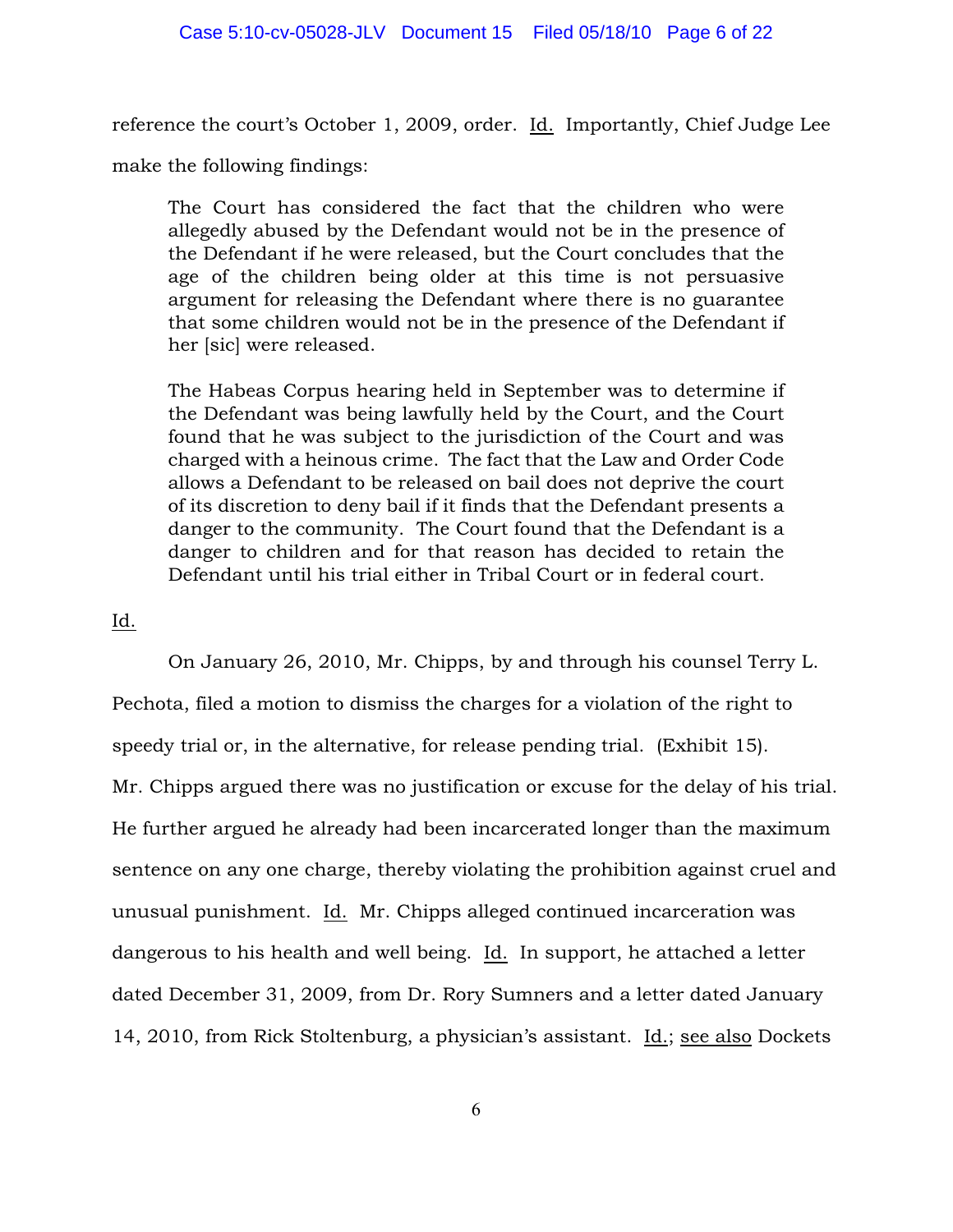reference the court's October 1, 2009, order. Id. Importantly, Chief Judge Lee make the following findings:

> The Court has considered the fact that the children who were allegedly abused by the Defendant would not be in the presence of the Defendant if he were released, but the Court concludes that the age of the children being older at this time is not persuasive argument for releasing the Defendant where there is no guarantee that some children would not be in the presence of the Defendant if her [sic] were released.
>
> The Habeas Corpus hearing held in September was to determine if the Defendant was being lawfully held by the Court, and the Court found that he was subject to the jurisdiction of the Court and was charged with a heinous crime. The fact that the Law and Order Code allows a Defendant to be released on bail does not deprive the court of its discretion to deny bail if it finds that the Defendant presents a danger to the community. The Court found that the Defendant is a danger to children and for that reason has decided to retain the Defendant until his trial either in Tribal Court or in federal court.

Id.

On January 26, 2010, Mr. Chipps, by and through his counsel Terry L. Pechota, filed a motion to dismiss the charges for a violation of the right to speedy trial or, in the alternative, for release pending trial. (Exhibit 15). Mr. Chipps argued there was no justification or excuse for the delay of his trial. He further argued he already had been incarcerated longer than the maximum sentence on any one charge, thereby violating the prohibition against cruel and unusual punishment. Id. Mr. Chipps alleged continued incarceration was dangerous to his health and well being. Id. In support, he attached a letter dated December 31, 2009, from Dr. Rory Sumners and a letter dated January 14, 2010, from Rick Stoltenburg, a physician's assistant. Id.; see also Dockets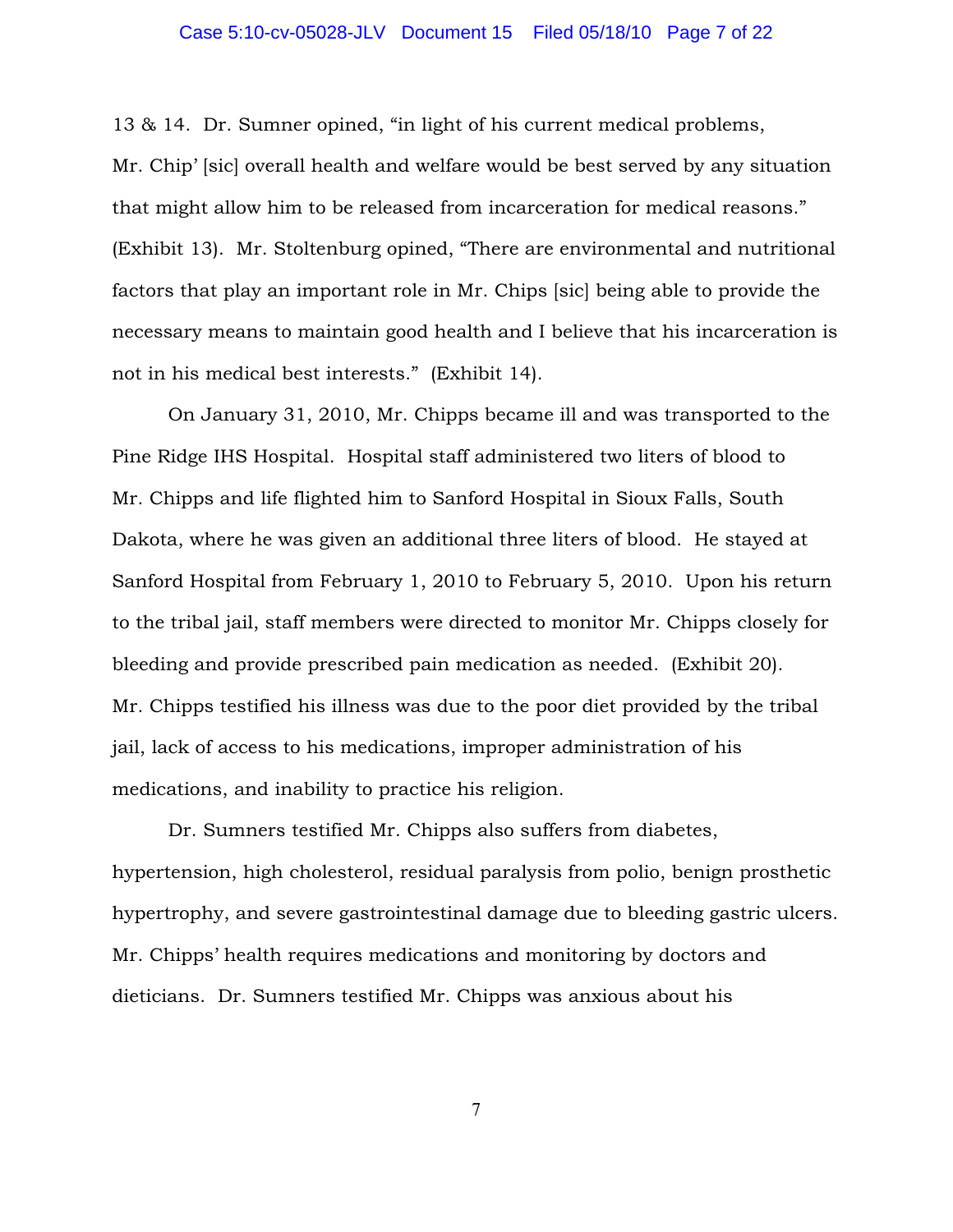13 & 14. Dr. Sumner opined, "in light of his current medical problems, Mr. Chip' [sic] overall health and welfare would be best served by any situation that might allow him to be released from incarceration for medical reasons." (Exhibit 13). Mr. Stoltenburg opined, "There are environmental and nutritional factors that play an important role in Mr. Chips [sic] being able to provide the necessary means to maintain good health and I believe that his incarceration is not in his medical best interests." (Exhibit 14).

On January 31, 2010, Mr. Chipps became ill and was transported to the Pine Ridge IHS Hospital. Hospital staff administered two liters of blood to Mr. Chipps and life flighted him to Sanford Hospital in Sioux Falls, South Dakota, where he was given an additional three liters of blood. He stayed at Sanford Hospital from February 1, 2010 to February 5, 2010. Upon his return to the tribal jail, staff members were directed to monitor Mr. Chipps closely for bleeding and provide prescribed pain medication as needed. (Exhibit 20). Mr. Chipps testified his illness was due to the poor diet provided by the tribal jail, lack of access to his medications, improper administration of his medications, and inability to practice his religion.

Dr. Sumners testified Mr. Chipps also suffers from diabetes, hypertension, high cholesterol, residual paralysis from polio, benign prosthetic hypertrophy, and severe gastrointestinal damage due to bleeding gastric ulcers. Mr. Chipps' health requires medications and monitoring by doctors and dieticians. Dr. Sumners testified Mr. Chipps was anxious about his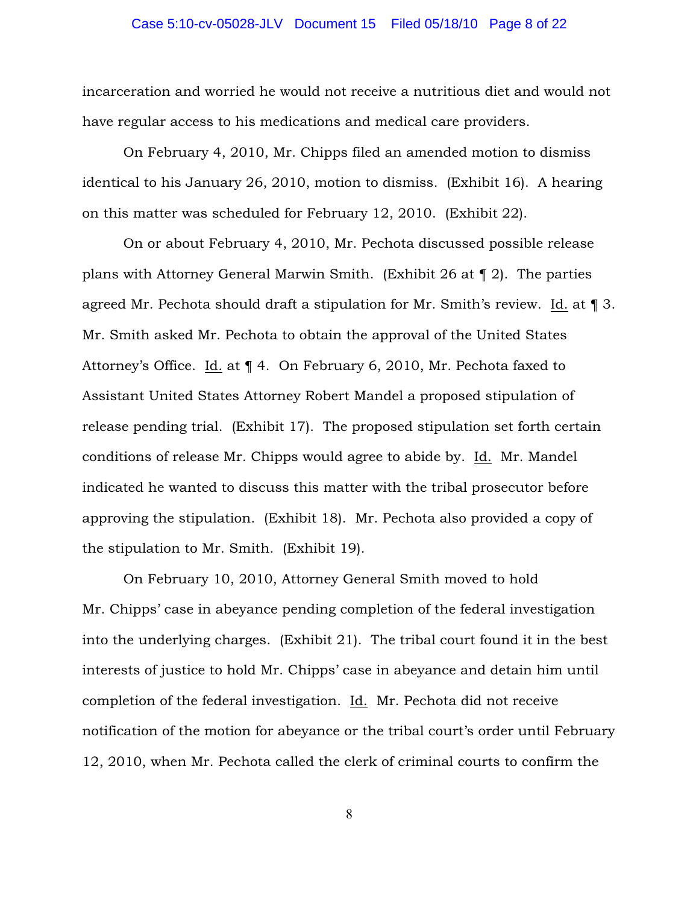incarceration and worried he would not receive a nutritious diet and would not have regular access to his medications and medical care providers.

On February 4, 2010, Mr. Chipps filed an amended motion to dismiss identical to his January 26, 2010, motion to dismiss. (Exhibit 16). A hearing on this matter was scheduled for February 12, 2010. (Exhibit 22).

On or about February 4, 2010, Mr. Pechota discussed possible release plans with Attorney General Marwin Smith. (Exhibit 26 at ¶ 2). The parties agreed Mr. Pechota should draft a stipulation for Mr. Smith's review. Id. at ¶ 3. Mr. Smith asked Mr. Pechota to obtain the approval of the United States Attorney's Office. Id. at ¶ 4. On February 6, 2010, Mr. Pechota faxed to Assistant United States Attorney Robert Mandel a proposed stipulation of release pending trial. (Exhibit 17). The proposed stipulation set forth certain conditions of release Mr. Chipps would agree to abide by. Id. Mr. Mandel indicated he wanted to discuss this matter with the tribal prosecutor before approving the stipulation. (Exhibit 18). Mr. Pechota also provided a copy of the stipulation to Mr. Smith. (Exhibit 19).

On February 10, 2010, Attorney General Smith moved to hold Mr. Chipps' case in abeyance pending completion of the federal investigation into the underlying charges. (Exhibit 21). The tribal court found it in the best interests of justice to hold Mr. Chipps' case in abeyance and detain him until completion of the federal investigation. Id. Mr. Pechota did not receive notification of the motion for abeyance or the tribal court's order until February 12, 2010, when Mr. Pechota called the clerk of criminal courts to confirm the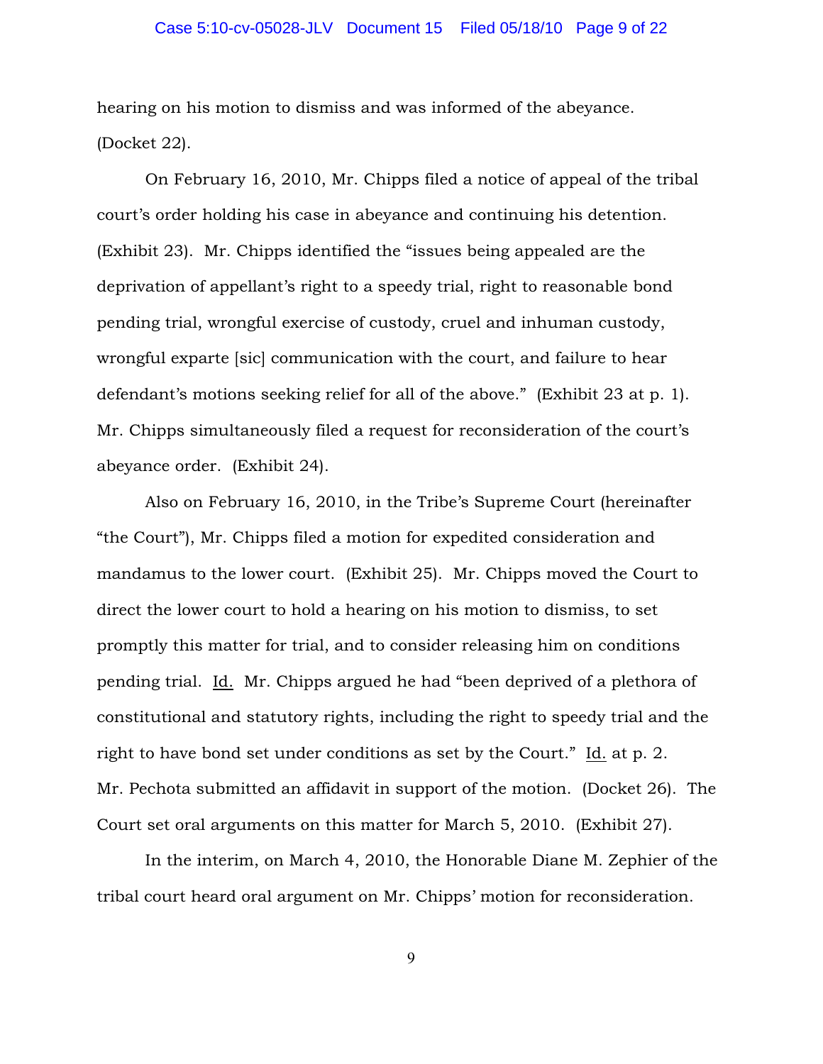hearing on his motion to dismiss and was informed of the abeyance. (Docket 22).

On February 16, 2010, Mr. Chipps filed a notice of appeal of the tribal court's order holding his case in abeyance and continuing his detention. (Exhibit 23). Mr. Chipps identified the "issues being appealed are the deprivation of appellant's right to a speedy trial, right to reasonable bond pending trial, wrongful exercise of custody, cruel and inhuman custody, wrongful exparte [sic] communication with the court, and failure to hear defendant's motions seeking relief for all of the above." (Exhibit 23 at p. 1). Mr. Chipps simultaneously filed a request for reconsideration of the court's abeyance order. (Exhibit 24).

Also on February 16, 2010, in the Tribe's Supreme Court (hereinafter "the Court"), Mr. Chipps filed a motion for expedited consideration and mandamus to the lower court. (Exhibit 25). Mr. Chipps moved the Court to direct the lower court to hold a hearing on his motion to dismiss, to set promptly this matter for trial, and to consider releasing him on conditions pending trial. Id. Mr. Chipps argued he had "been deprived of a plethora of constitutional and statutory rights, including the right to speedy trial and the right to have bond set under conditions as set by the Court." Id. at p. 2. Mr. Pechota submitted an affidavit in support of the motion. (Docket 26). The Court set oral arguments on this matter for March 5, 2010. (Exhibit 27).

In the interim, on March 4, 2010, the Honorable Diane M. Zephier of the tribal court heard oral argument on Mr. Chipps' motion for reconsideration.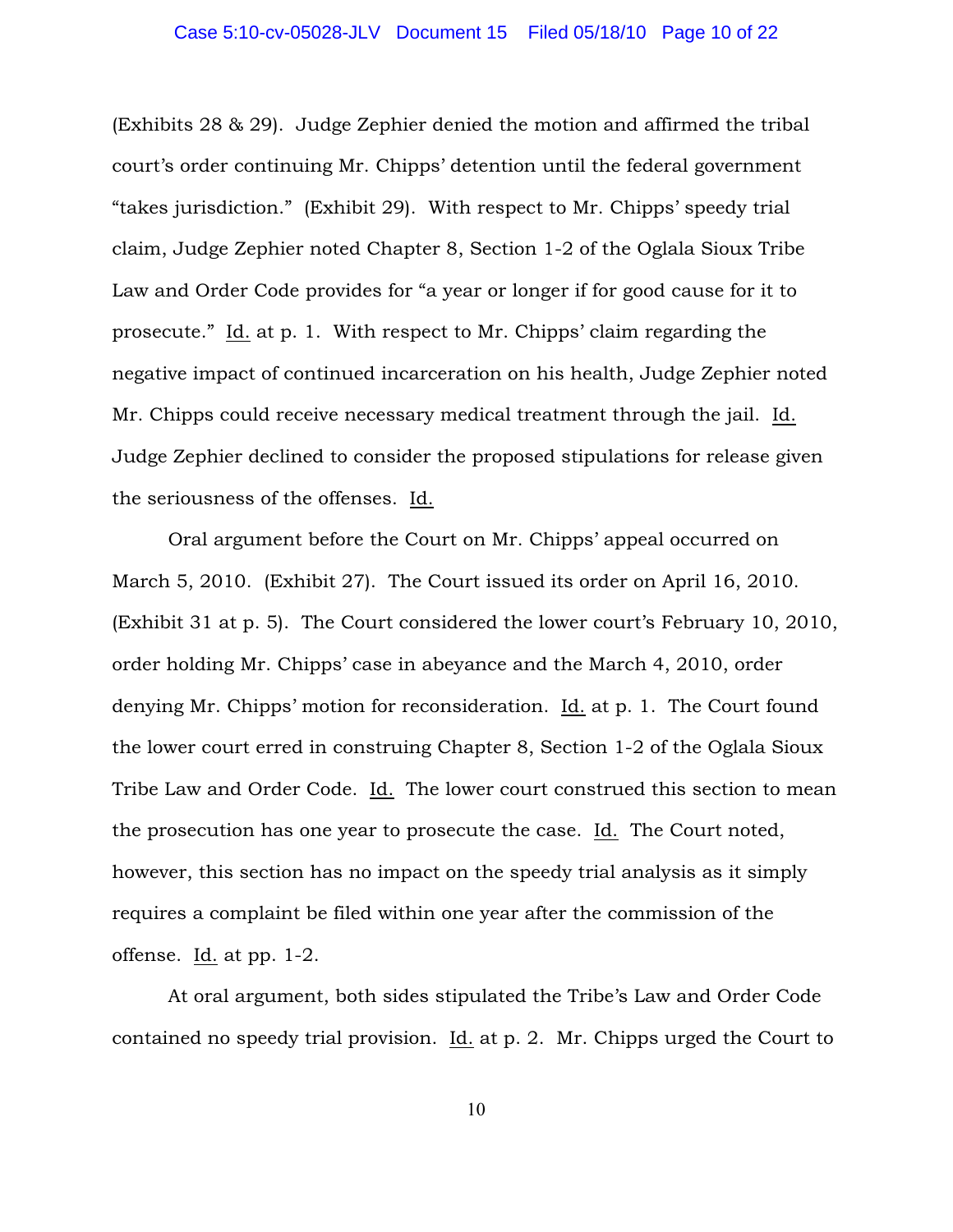(Exhibits 28 & 29). Judge Zephier denied the motion and affirmed the tribal court's order continuing Mr. Chipps' detention until the federal government "takes jurisdiction." (Exhibit 29). With respect to Mr. Chipps' speedy trial claim, Judge Zephier noted Chapter 8, Section 1-2 of the Oglala Sioux Tribe Law and Order Code provides for "a year or longer if for good cause for it to prosecute." Id. at p. 1. With respect to Mr. Chipps' claim regarding the negative impact of continued incarceration on his health, Judge Zephier noted Mr. Chipps could receive necessary medical treatment through the jail. Id. Judge Zephier declined to consider the proposed stipulations for release given the seriousness of the offenses. Id.

Oral argument before the Court on Mr. Chipps' appeal occurred on March 5, 2010. (Exhibit 27). The Court issued its order on April 16, 2010. (Exhibit 31 at p. 5). The Court considered the lower court's February 10, 2010, order holding Mr. Chipps' case in abeyance and the March 4, 2010, order denying Mr. Chipps' motion for reconsideration. Id. at p. 1. The Court found the lower court erred in construing Chapter 8, Section 1-2 of the Oglala Sioux Tribe Law and Order Code. Id. The lower court construed this section to mean the prosecution has one year to prosecute the case. Id. The Court noted, however, this section has no impact on the speedy trial analysis as it simply requires a complaint be filed within one year after the commission of the offense. Id. at pp. 1-2.

At oral argument, both sides stipulated the Tribe's Law and Order Code contained no speedy trial provision. Id. at p. 2. Mr. Chipps urged the Court to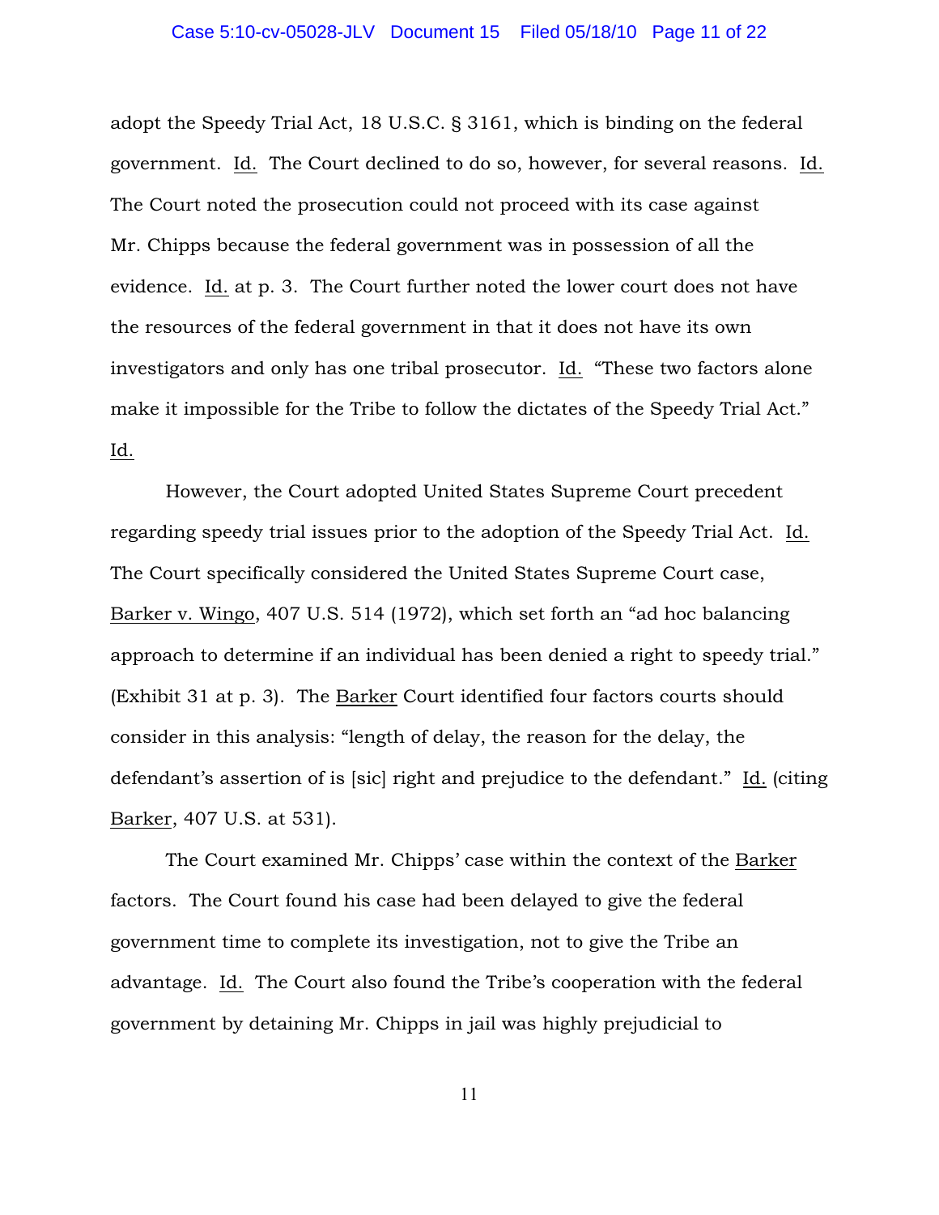adopt the Speedy Trial Act, 18 U.S.C. § 3161, which is binding on the federal government. Id. The Court declined to do so, however, for several reasons. Id. The Court noted the prosecution could not proceed with its case against Mr. Chipps because the federal government was in possession of all the evidence. Id. at p. 3. The Court further noted the lower court does not have the resources of the federal government in that it does not have its own investigators and only has one tribal prosecutor. Id. "These two factors alone make it impossible for the Tribe to follow the dictates of the Speedy Trial Act." Id.

However, the Court adopted United States Supreme Court precedent regarding speedy trial issues prior to the adoption of the Speedy Trial Act. Id. The Court specifically considered the United States Supreme Court case, Barker v. Wingo, 407 U.S. 514 (1972), which set forth an "ad hoc balancing approach to determine if an individual has been denied a right to speedy trial." (Exhibit 31 at p. 3). The Barker Court identified four factors courts should consider in this analysis: "length of delay, the reason for the delay, the defendant's assertion of is [sic] right and prejudice to the defendant." Id. (citing Barker, 407 U.S. at 531).

The Court examined Mr. Chipps' case within the context of the Barker factors. The Court found his case had been delayed to give the federal government time to complete its investigation, not to give the Tribe an advantage. Id. The Court also found the Tribe's cooperation with the federal government by detaining Mr. Chipps in jail was highly prejudicial to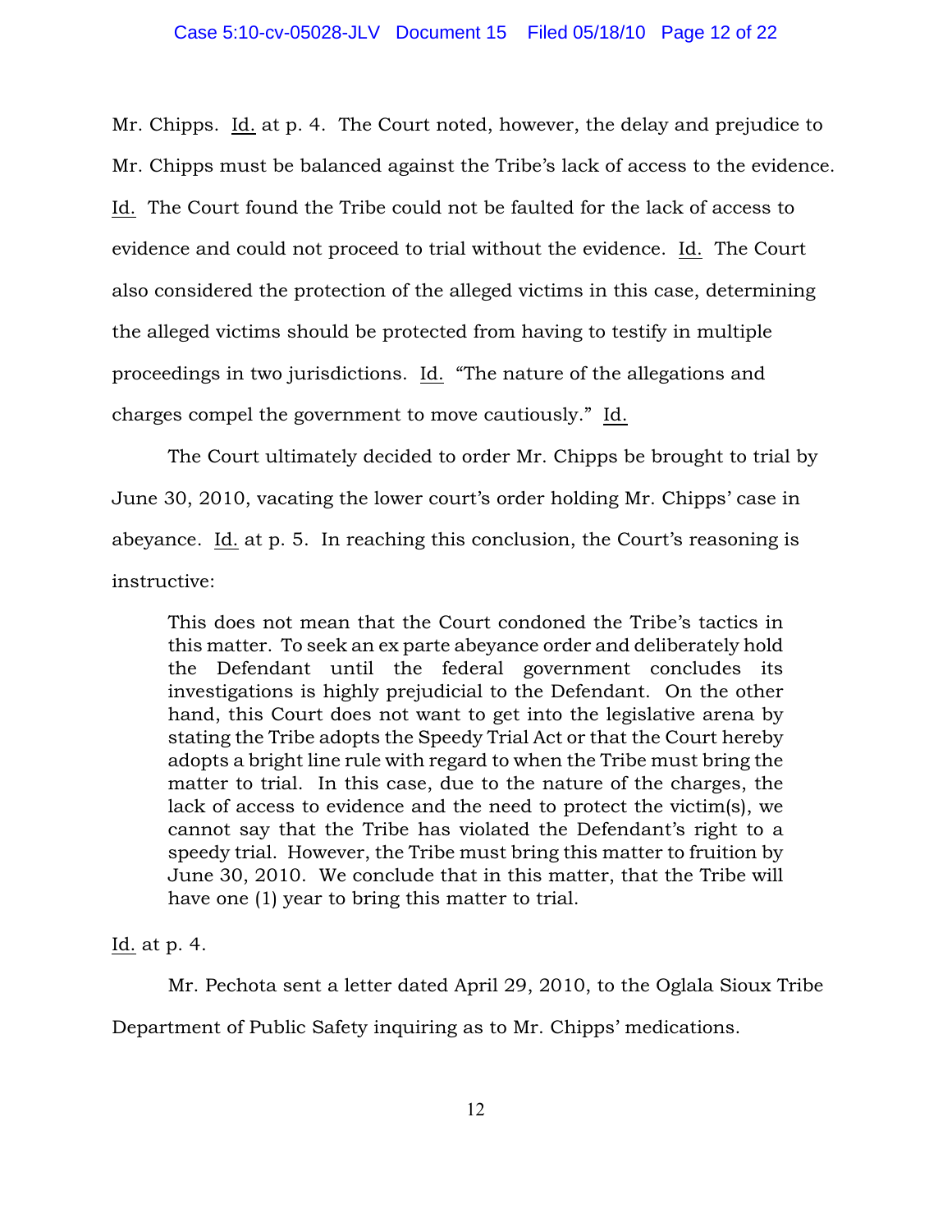Mr. Chipps. Id. at p. 4. The Court noted, however, the delay and prejudice to Mr. Chipps must be balanced against the Tribe's lack of access to the evidence. Id. The Court found the Tribe could not be faulted for the lack of access to evidence and could not proceed to trial without the evidence. Id. The Court also considered the protection of the alleged victims in this case, determining the alleged victims should be protected from having to testify in multiple proceedings in two jurisdictions. Id. "The nature of the allegations and charges compel the government to move cautiously." Id.

The Court ultimately decided to order Mr. Chipps be brought to trial by June 30, 2010, vacating the lower court's order holding Mr. Chipps' case in abeyance. Id. at p. 5. In reaching this conclusion, the Court's reasoning is instructive:

> This does not mean that the Court condoned the Tribe's tactics in this matter. To seek an ex parte abeyance order and deliberately hold the Defendant until the federal government concludes its investigations is highly prejudicial to the Defendant. On the other hand, this Court does not want to get into the legislative arena by stating the Tribe adopts the Speedy Trial Act or that the Court hereby adopts a bright line rule with regard to when the Tribe must bring the matter to trial. In this case, due to the nature of the charges, the lack of access to evidence and the need to protect the victim(s), we cannot say that the Tribe has violated the Defendant's right to a speedy trial. However, the Tribe must bring this matter to fruition by June 30, 2010. We conclude that in this matter, that the Tribe will have one (1) year to bring this matter to trial.

Id. at p. 4.

Mr. Pechota sent a letter dated April 29, 2010, to the Oglala Sioux Tribe Department of Public Safety inquiring as to Mr. Chipps' medications.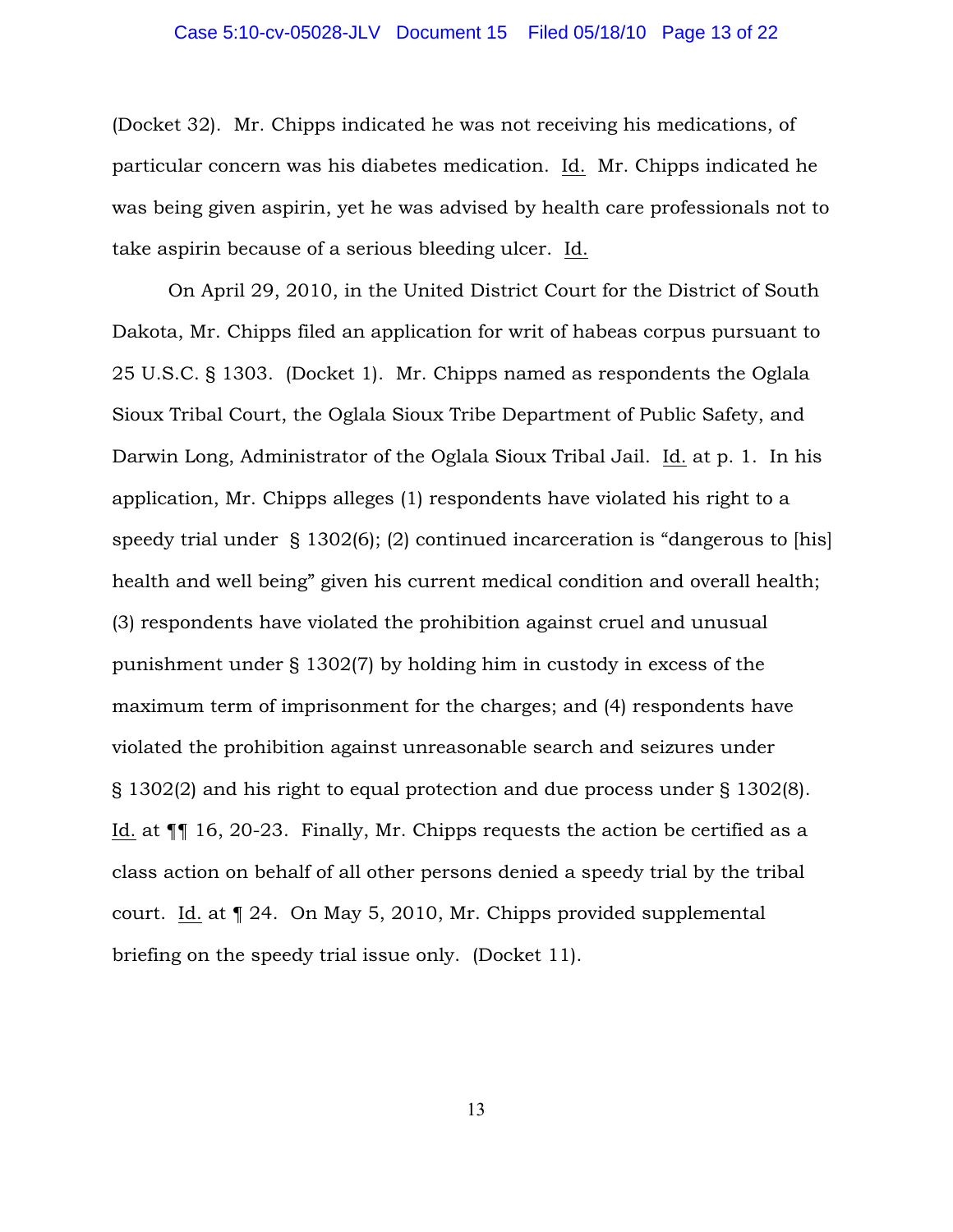(Docket 32). Mr. Chipps indicated he was not receiving his medications, of particular concern was his diabetes medication. Id. Mr. Chipps indicated he was being given aspirin, yet he was advised by health care professionals not to take aspirin because of a serious bleeding ulcer. Id.

On April 29, 2010, in the United District Court for the District of South Dakota, Mr. Chipps filed an application for writ of habeas corpus pursuant to 25 U.S.C. § 1303. (Docket 1). Mr. Chipps named as respondents the Oglala Sioux Tribal Court, the Oglala Sioux Tribe Department of Public Safety, and Darwin Long, Administrator of the Oglala Sioux Tribal Jail. Id. at p. 1. In his application, Mr. Chipps alleges (1) respondents have violated his right to a speedy trial under § 1302(6); (2) continued incarceration is "dangerous to [his] health and well being" given his current medical condition and overall health; (3) respondents have violated the prohibition against cruel and unusual punishment under § 1302(7) by holding him in custody in excess of the maximum term of imprisonment for the charges; and (4) respondents have violated the prohibition against unreasonable search and seizures under § 1302(2) and his right to equal protection and due process under § 1302(8). Id. at ¶¶ 16, 20-23. Finally, Mr. Chipps requests the action be certified as a class action on behalf of all other persons denied a speedy trial by the tribal court. Id. at ¶ 24. On May 5, 2010, Mr. Chipps provided supplemental briefing on the speedy trial issue only. (Docket 11).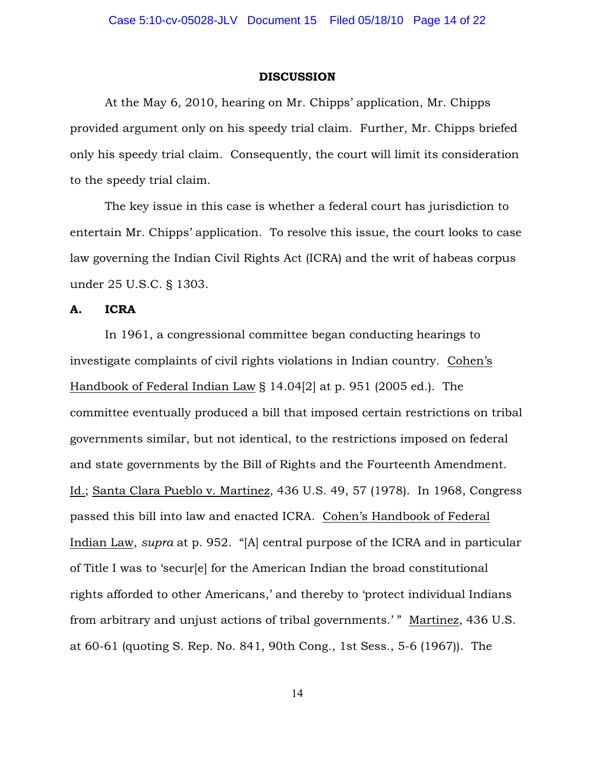## DISCUSSION

At the May 6, 2010, hearing on Mr. Chipps' application, Mr. Chipps provided argument only on his speedy trial claim. Further, Mr. Chipps briefed only his speedy trial claim. Consequently, the court will limit its consideration to the speedy trial claim.

The key issue in this case is whether a federal court has jurisdiction to entertain Mr. Chipps' application. To resolve this issue, the court looks to case law governing the Indian Civil Rights Act (ICRA) and the writ of habeas corpus under 25 U.S.C. § 1303.

### A. ICRA

In 1961, a congressional committee began conducting hearings to investigate complaints of civil rights violations in Indian country. Cohen's Handbook of Federal Indian Law § 14.04[2] at p. 951 (2005 ed.). The committee eventually produced a bill that imposed certain restrictions on tribal governments similar, but not identical, to the restrictions imposed on federal and state governments by the Bill of Rights and the Fourteenth Amendment. Id.; Santa Clara Pueblo v. Martinez, 436 U.S. 49, 57 (1978). In 1968, Congress passed this bill into law and enacted ICRA. Cohen's Handbook of Federal Indian Law, *supra* at p. 952. "[A] central purpose of the ICRA and in particular of Title I was to 'secur[e] for the American Indian the broad constitutional rights afforded to other Americans,' and thereby to 'protect individual Indians from arbitrary and unjust actions of tribal governments.' " Martinez, 436 U.S. at 60-61 (quoting S. Rep. No. 841, 90th Cong., 1st Sess., 5-6 (1967)). The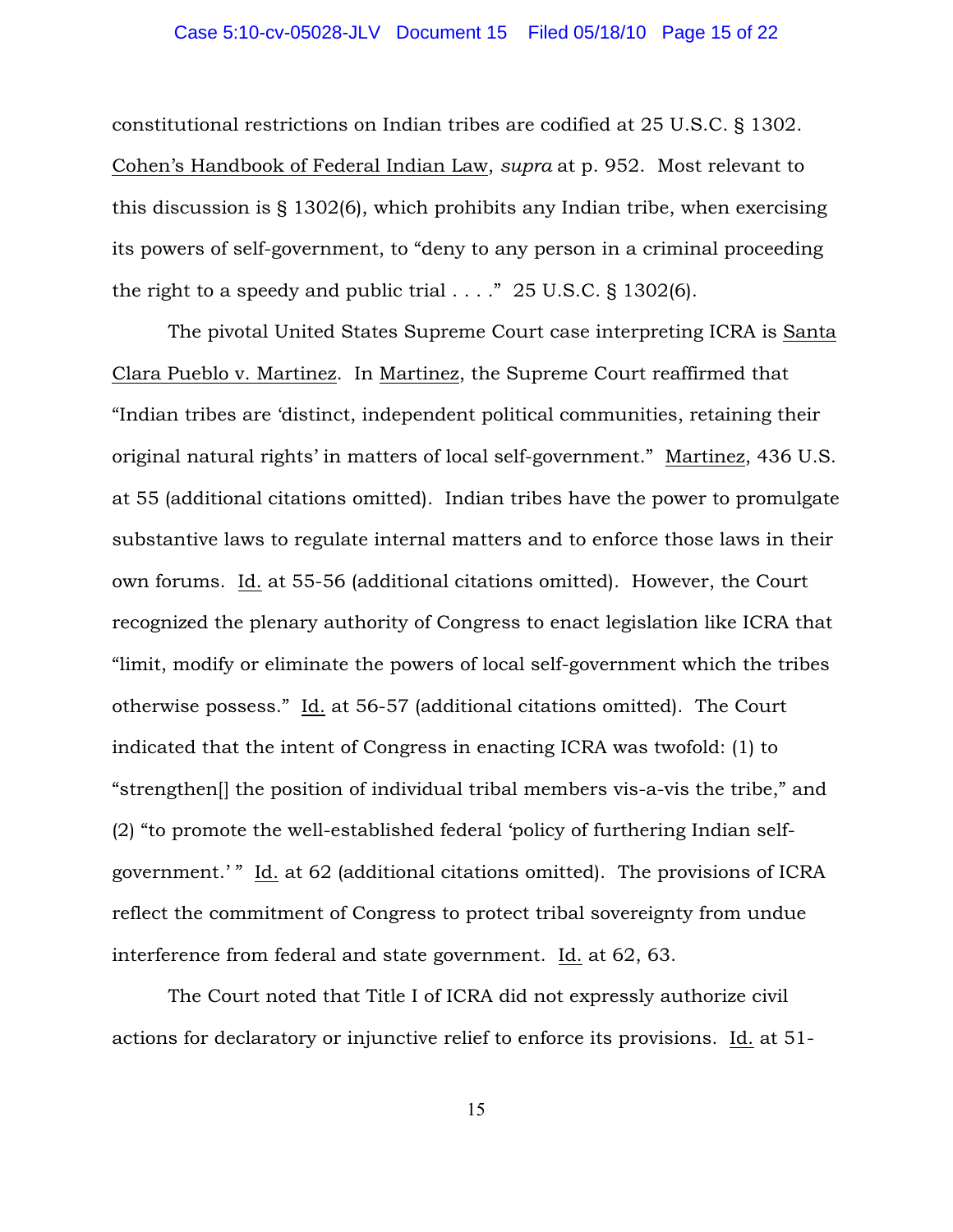constitutional restrictions on Indian tribes are codified at 25 U.S.C. § 1302. Cohen's Handbook of Federal Indian Law, *supra* at p. 952. Most relevant to this discussion is § 1302(6), which prohibits any Indian tribe, when exercising its powers of self-government, to "deny to any person in a criminal proceeding the right to a speedy and public trial . . . ." 25 U.S.C. § 1302(6).

The pivotal United States Supreme Court case interpreting ICRA is Santa Clara Pueblo v. Martinez. In Martinez, the Supreme Court reaffirmed that "Indian tribes are 'distinct, independent political communities, retaining their original natural rights' in matters of local self-government." Martinez, 436 U.S. at 55 (additional citations omitted). Indian tribes have the power to promulgate substantive laws to regulate internal matters and to enforce those laws in their own forums. Id. at 55-56 (additional citations omitted). However, the Court recognized the plenary authority of Congress to enact legislation like ICRA that "limit, modify or eliminate the powers of local self-government which the tribes otherwise possess." Id. at 56-57 (additional citations omitted). The Court indicated that the intent of Congress in enacting ICRA was twofold: (1) to "strengthen[] the position of individual tribal members vis-a-vis the tribe," and (2) "to promote the well-established federal 'policy of furthering Indian self-government.' " Id. at 62 (additional citations omitted). The provisions of ICRA reflect the commitment of Congress to protect tribal sovereignty from undue interference from federal and state government. Id. at 62, 63.

The Court noted that Title I of ICRA did not expressly authorize civil actions for declaratory or injunctive relief to enforce its provisions. Id. at 51-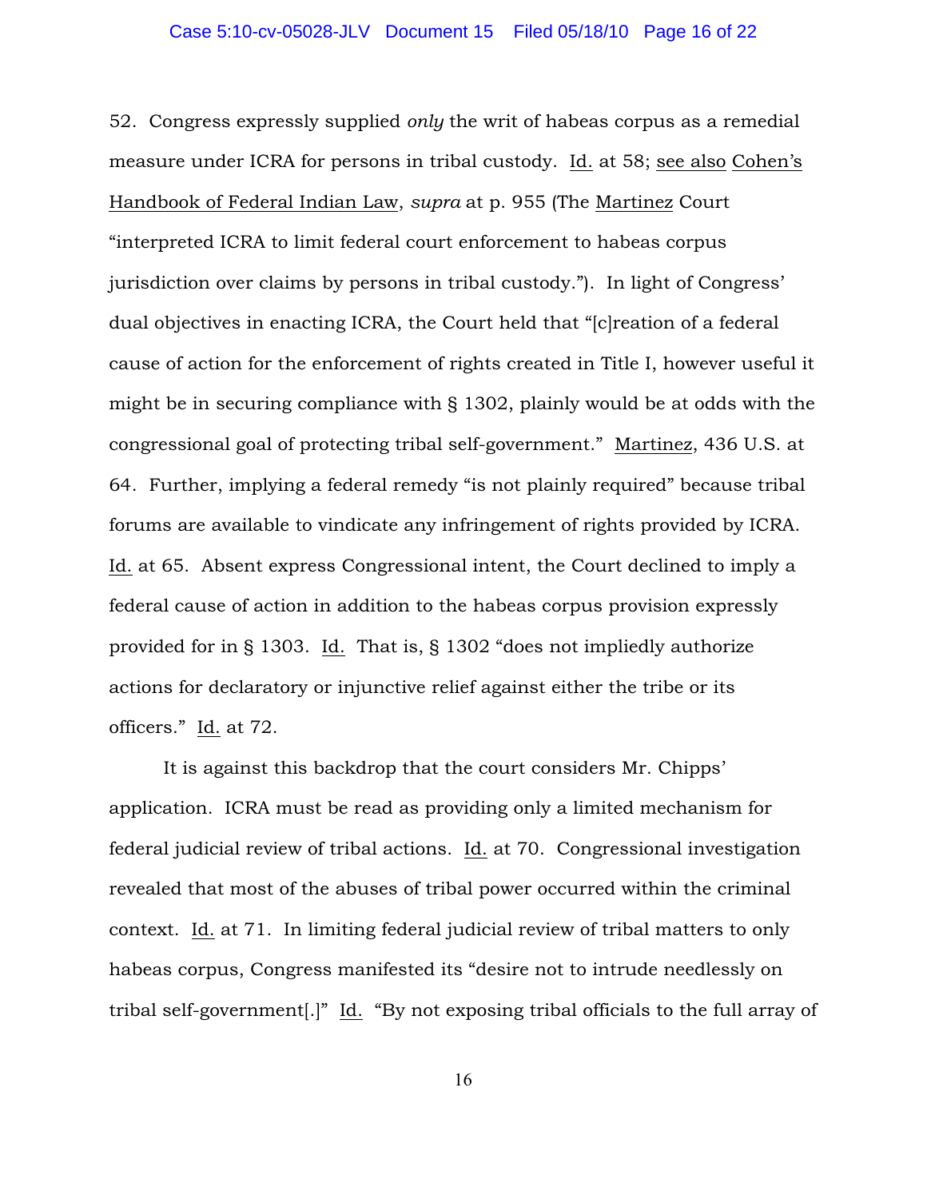52. Congress expressly supplied *only* the writ of habeas corpus as a remedial measure under ICRA for persons in tribal custody. Id. at 58; see also Cohen's Handbook of Federal Indian Law, *supra* at p. 955 (The Martinez Court "interpreted ICRA to limit federal court enforcement to habeas corpus jurisdiction over claims by persons in tribal custody."). In light of Congress' dual objectives in enacting ICRA, the Court held that "[c]reation of a federal cause of action for the enforcement of rights created in Title I, however useful it might be in securing compliance with § 1302, plainly would be at odds with the congressional goal of protecting tribal self-government." Martinez, 436 U.S. at 64. Further, implying a federal remedy "is not plainly required" because tribal forums are available to vindicate any infringement of rights provided by ICRA. Id. at 65. Absent express Congressional intent, the Court declined to imply a federal cause of action in addition to the habeas corpus provision expressly provided for in § 1303. Id. That is, § 1302 "does not impliedly authorize actions for declaratory or injunctive relief against either the tribe or its officers." Id. at 72.

It is against this backdrop that the court considers Mr. Chipps' application. ICRA must be read as providing only a limited mechanism for federal judicial review of tribal actions. Id. at 70. Congressional investigation revealed that most of the abuses of tribal power occurred within the criminal context. Id. at 71. In limiting federal judicial review of tribal matters to only habeas corpus, Congress manifested its "desire not to intrude needlessly on tribal self-government[.]" Id. "By not exposing tribal officials to the full array of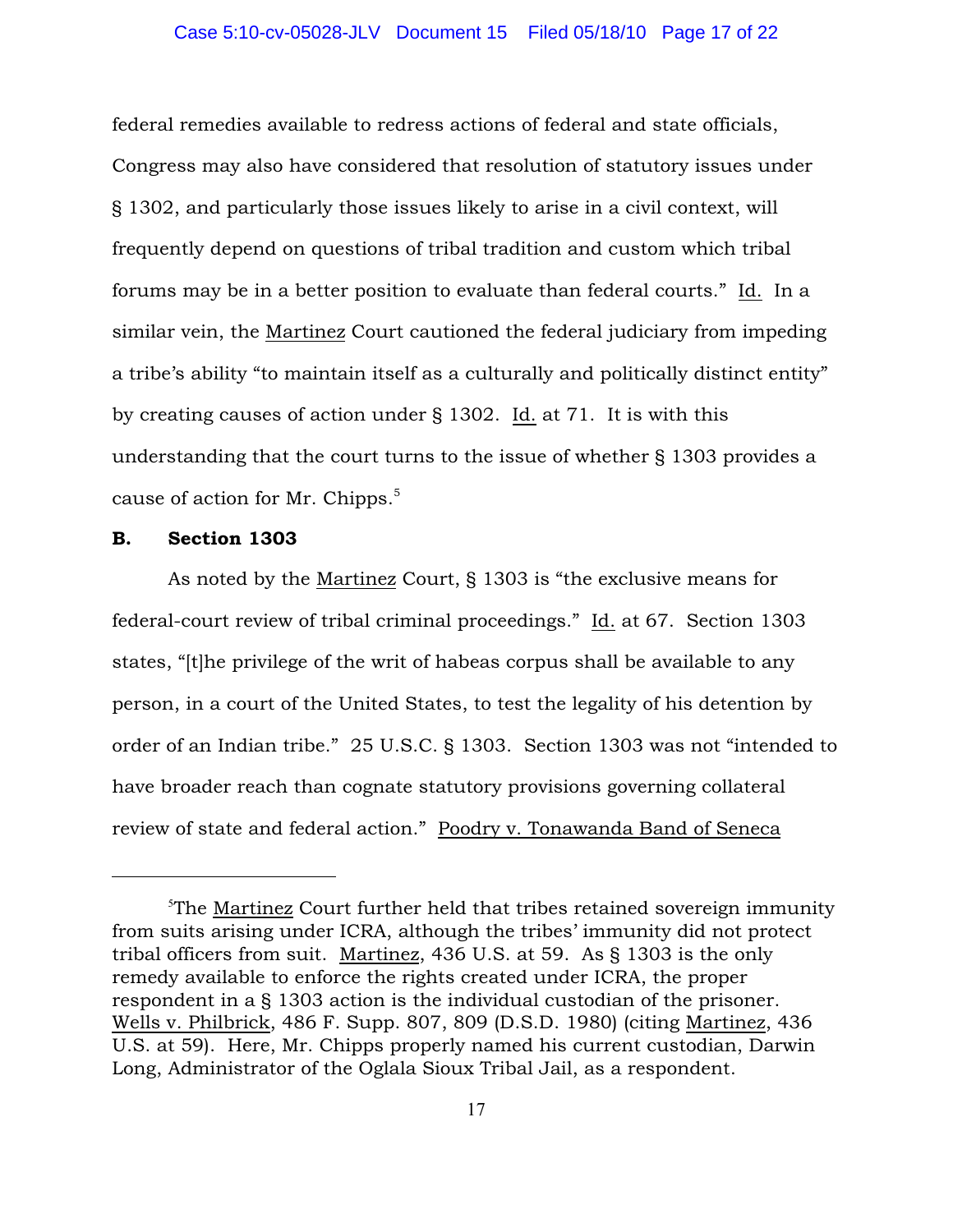federal remedies available to redress actions of federal and state officials, Congress may also have considered that resolution of statutory issues under § 1302, and particularly those issues likely to arise in a civil context, will frequently depend on questions of tribal tradition and custom which tribal forums may be in a better position to evaluate than federal courts." Id. In a similar vein, the Martinez Court cautioned the federal judiciary from impeding a tribe's ability "to maintain itself as a culturally and politically distinct entity" by creating causes of action under § 1302. Id. at 71. It is with this understanding that the court turns to the issue of whether § 1303 provides a cause of action for Mr. Chipps.[5]

**B. Section 1303**

As noted by the Martinez Court, § 1303 is "the exclusive means for federal-court review of tribal criminal proceedings." Id. at 67. Section 1303 states, "[t]he privilege of the writ of habeas corpus shall be available to any person, in a court of the United States, to test the legality of his detention by order of an Indian tribe." 25 U.S.C. § 1303. Section 1303 was not "intended to have broader reach than cognate statutory provisions governing collateral review of state and federal action." Poodry v. Tonawanda Band of Seneca

---

[5]The Martinez Court further held that tribes retained sovereign immunity from suits arising under ICRA, although the tribes' immunity did not protect tribal officers from suit. Martinez, 436 U.S. at 59. As § 1303 is the only remedy available to enforce the rights created under ICRA, the proper respondent in a § 1303 action is the individual custodian of the prisoner. Wells v. Philbrick, 486 F. Supp. 807, 809 (D.S.D. 1980) (citing Martinez, 436 U.S. at 59). Here, Mr. Chipps properly named his current custodian, Darwin Long, Administrator of the Oglala Sioux Tribal Jail, as a respondent.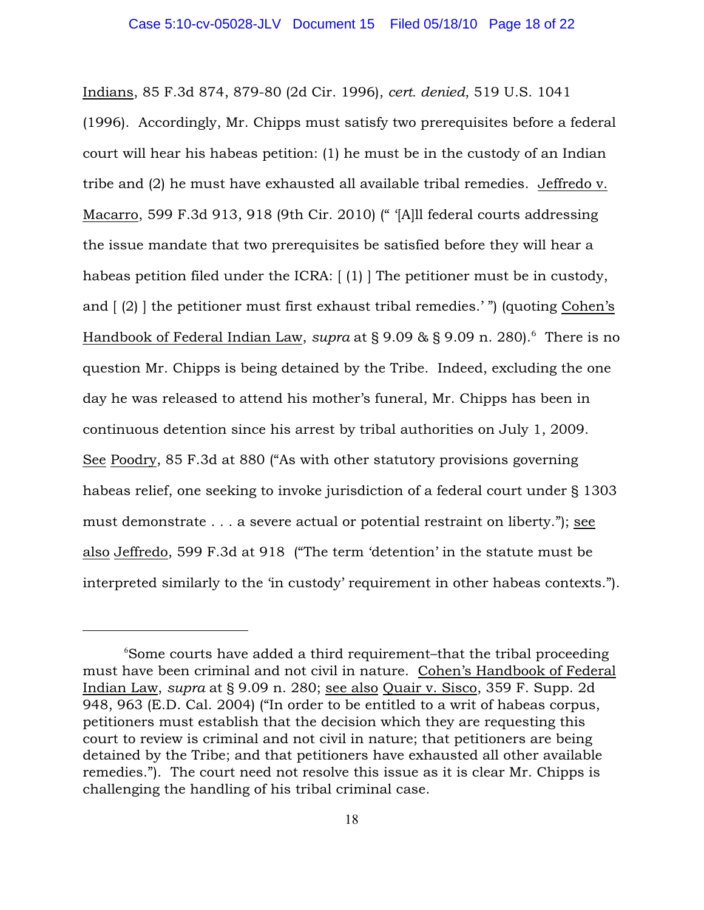Indians, 85 F.3d 874, 879-80 (2d Cir. 1996), *cert. denied*, 519 U.S. 1041 (1996). Accordingly, Mr. Chipps must satisfy two prerequisites before a federal court will hear his habeas petition: (1) he must be in the custody of an Indian tribe and (2) he must have exhausted all available tribal remedies. Jeffredo v. Macarro, 599 F.3d 913, 918 (9th Cir. 2010) (" '[A]ll federal courts addressing the issue mandate that two prerequisites be satisfied before they will hear a habeas petition filed under the ICRA: [ (1) ] The petitioner must be in custody, and [ (2) ] the petitioner must first exhaust tribal remedies.' ") (quoting Cohen's Handbook of Federal Indian Law, *supra* at § 9.09 & § 9.09 n. 280).[6] There is no question Mr. Chipps is being detained by the Tribe. Indeed, excluding the one day he was released to attend his mother's funeral, Mr. Chipps has been in continuous detention since his arrest by tribal authorities on July 1, 2009. See Poodry, 85 F.3d at 880 ("As with other statutory provisions governing habeas relief, one seeking to invoke jurisdiction of a federal court under § 1303 must demonstrate . . . a severe actual or potential restraint on liberty."); see also Jeffredo, 599 F.3d at 918 ("The term 'detention' in the statute must be interpreted similarly to the 'in custody' requirement in other habeas contexts.").

---

[6]Some courts have added a third requirement–that the tribal proceeding must have been criminal and not civil in nature. Cohen's Handbook of Federal Indian Law, *supra* at § 9.09 n. 280; see also Quair v. Sisco, 359 F. Supp. 2d 948, 963 (E.D. Cal. 2004) ("In order to be entitled to a writ of habeas corpus, petitioners must establish that the decision which they are requesting this court to review is criminal and not civil in nature; that petitioners are being detained by the Tribe; and that petitioners have exhausted all other available remedies."). The court need not resolve this issue as it is clear Mr. Chipps is challenging the handling of his tribal criminal case.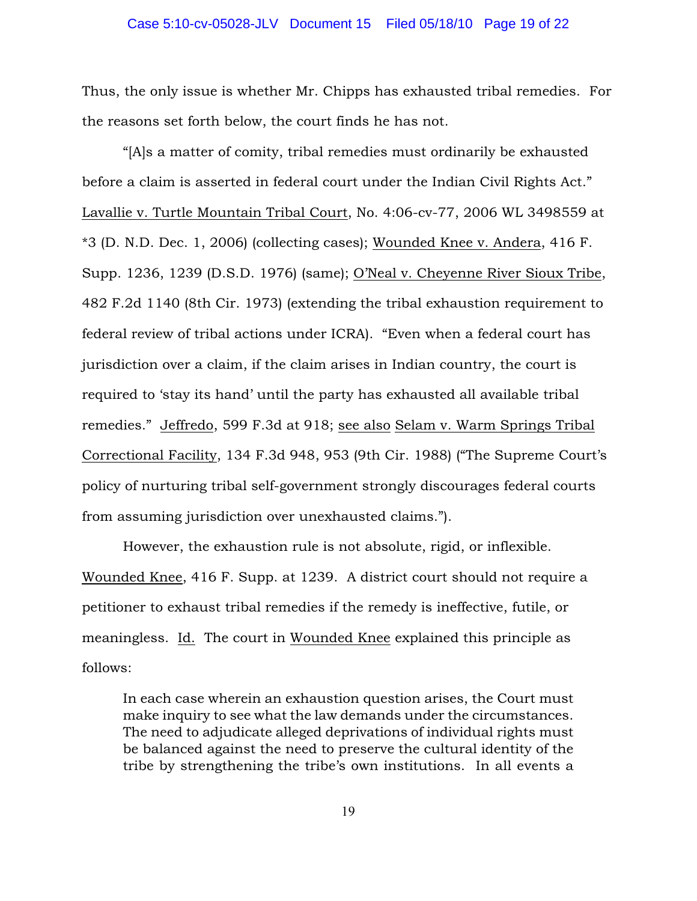Thus, the only issue is whether Mr. Chipps has exhausted tribal remedies. For the reasons set forth below, the court finds he has not.

"[A]s a matter of comity, tribal remedies must ordinarily be exhausted before a claim is asserted in federal court under the Indian Civil Rights Act." Lavallie v. Turtle Mountain Tribal Court, No. 4:06-cv-77, 2006 WL 3498559 at *3 (D. N.D. Dec. 1, 2006) (collecting cases); Wounded Knee v. Andera, 416 F. Supp. 1236, 1239 (D.S.D. 1976) (same); O'Neal v. Cheyenne River Sioux Tribe, 482 F.2d 1140 (8th Cir. 1973) (extending the tribal exhaustion requirement to federal review of tribal actions under ICRA). "Even when a federal court has jurisdiction over a claim, if the claim arises in Indian country, the court is required to 'stay its hand' until the party has exhausted all available tribal remedies." Jeffredo, 599 F.3d at 918; see also Selam v. Warm Springs Tribal Correctional Facility, 134 F.3d 948, 953 (9th Cir. 1988) ("The Supreme Court's policy of nurturing tribal self-government strongly discourages federal courts from assuming jurisdiction over unexhausted claims.").

However, the exhaustion rule is not absolute, rigid, or inflexible. Wounded Knee, 416 F. Supp. at 1239. A district court should not require a petitioner to exhaust tribal remedies if the remedy is ineffective, futile, or meaningless. Id. The court in Wounded Knee explained this principle as follows:

> In each case wherein an exhaustion question arises, the Court must make inquiry to see what the law demands under the circumstances. The need to adjudicate alleged deprivations of individual rights must be balanced against the need to preserve the cultural identity of the tribe by strengthening the tribe's own institutions. In all events a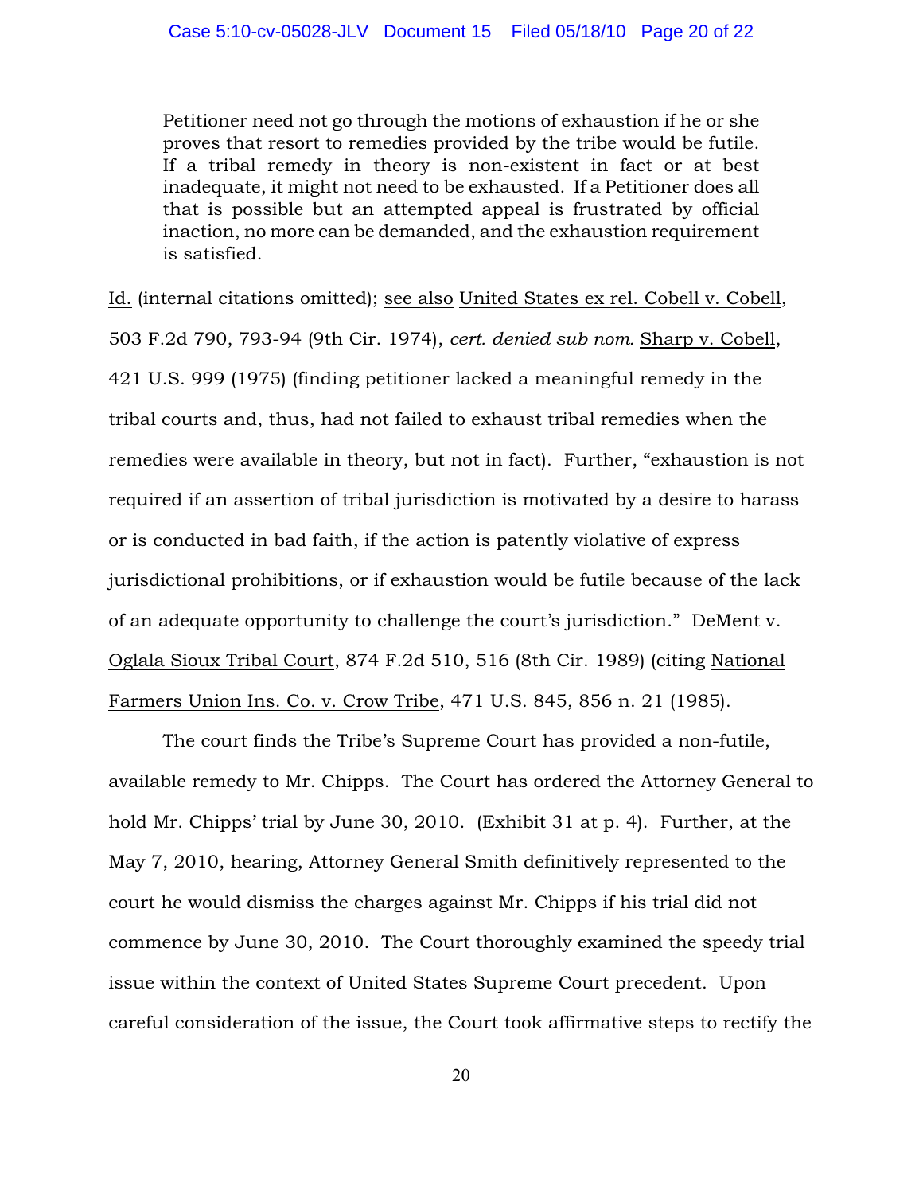> Petitioner need not go through the motions of exhaustion if he or she proves that resort to remedies provided by the tribe would be futile. If a tribal remedy in theory is non-existent in fact or at best inadequate, it might not need to be exhausted. If a Petitioner does all that is possible but an attempted appeal is frustrated by official inaction, no more can be demanded, and the exhaustion requirement is satisfied.

Id. (internal citations omitted); see also United States ex rel. Cobell v. Cobell, 503 F.2d 790, 793-94 (9th Cir. 1974), *cert. denied sub nom.* Sharp v. Cobell, 421 U.S. 999 (1975) (finding petitioner lacked a meaningful remedy in the tribal courts and, thus, had not failed to exhaust tribal remedies when the remedies were available in theory, but not in fact). Further, "exhaustion is not required if an assertion of tribal jurisdiction is motivated by a desire to harass or is conducted in bad faith, if the action is patently violative of express jurisdictional prohibitions, or if exhaustion would be futile because of the lack of an adequate opportunity to challenge the court's jurisdiction." DeMent v. Oglala Sioux Tribal Court, 874 F.2d 510, 516 (8th Cir. 1989) (citing National Farmers Union Ins. Co. v. Crow Tribe, 471 U.S. 845, 856 n. 21 (1985).

The court finds the Tribe's Supreme Court has provided a non-futile, available remedy to Mr. Chipps. The Court has ordered the Attorney General to hold Mr. Chipps' trial by June 30, 2010. (Exhibit 31 at p. 4). Further, at the May 7, 2010, hearing, Attorney General Smith definitively represented to the court he would dismiss the charges against Mr. Chipps if his trial did not commence by June 30, 2010. The Court thoroughly examined the speedy trial issue within the context of United States Supreme Court precedent. Upon careful consideration of the issue, the Court took affirmative steps to rectify the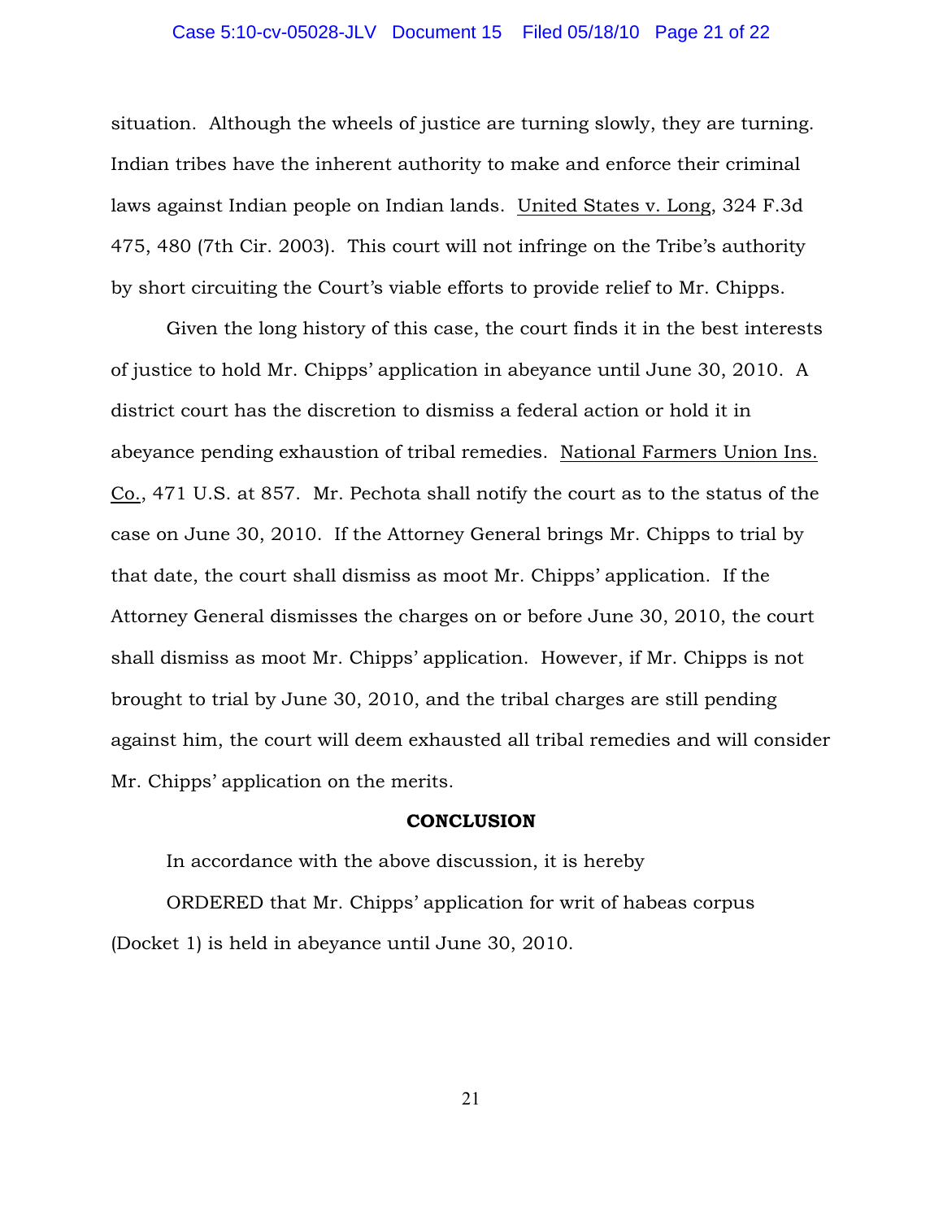situation. Although the wheels of justice are turning slowly, they are turning. Indian tribes have the inherent authority to make and enforce their criminal laws against Indian people on Indian lands. United States v. Long, 324 F.3d 475, 480 (7th Cir. 2003). This court will not infringe on the Tribe's authority by short circuiting the Court's viable efforts to provide relief to Mr. Chipps.

Given the long history of this case, the court finds it in the best interests of justice to hold Mr. Chipps' application in abeyance until June 30, 2010. A district court has the discretion to dismiss a federal action or hold it in abeyance pending exhaustion of tribal remedies. National Farmers Union Ins. Co., 471 U.S. at 857. Mr. Pechota shall notify the court as to the status of the case on June 30, 2010. If the Attorney General brings Mr. Chipps to trial by that date, the court shall dismiss as moot Mr. Chipps' application. If the Attorney General dismisses the charges on or before June 30, 2010, the court shall dismiss as moot Mr. Chipps' application. However, if Mr. Chipps is not brought to trial by June 30, 2010, and the tribal charges are still pending against him, the court will deem exhausted all tribal remedies and will consider Mr. Chipps' application on the merits.

**CONCLUSION**

In accordance with the above discussion, it is hereby

ORDERED that Mr. Chipps' application for writ of habeas corpus (Docket 1) is held in abeyance until June 30, 2010.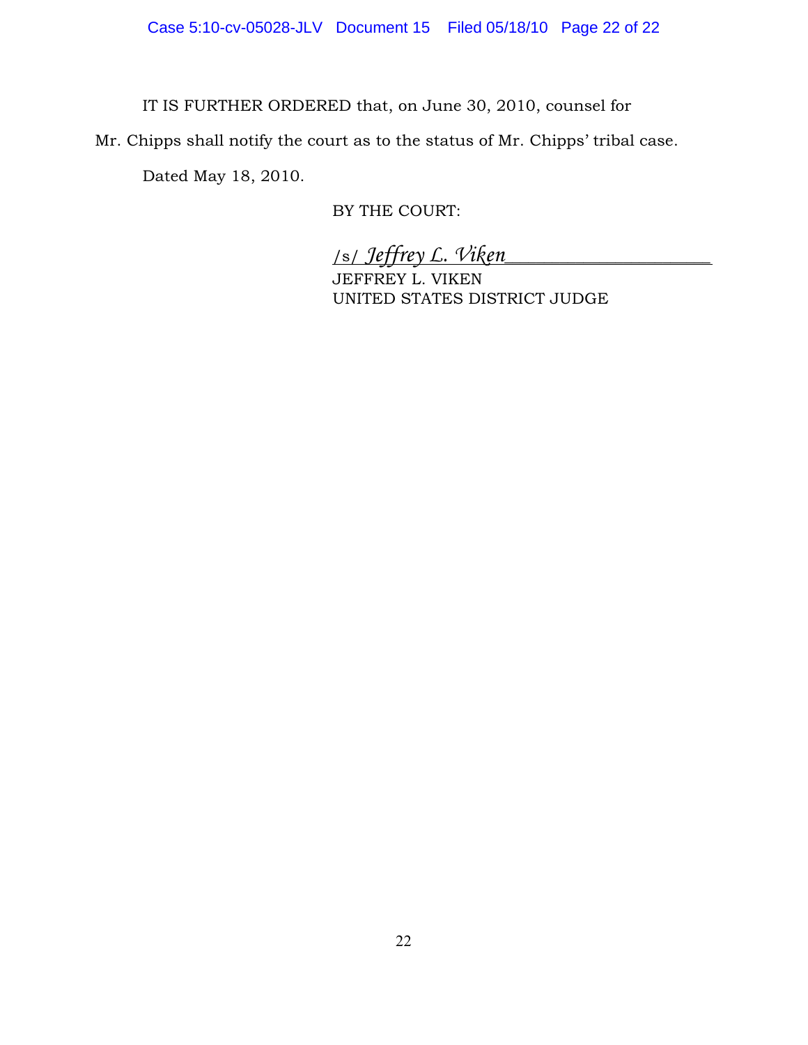IT IS FURTHER ORDERED that, on June 30, 2010, counsel for Mr. Chipps shall notify the court as to the status of Mr. Chipps' tribal case.

Dated May 18, 2010.

BY THE COURT:

/s/ *Jeffrey L. Viken*
JEFFREY L. VIKEN
UNITED STATES DISTRICT JUDGE